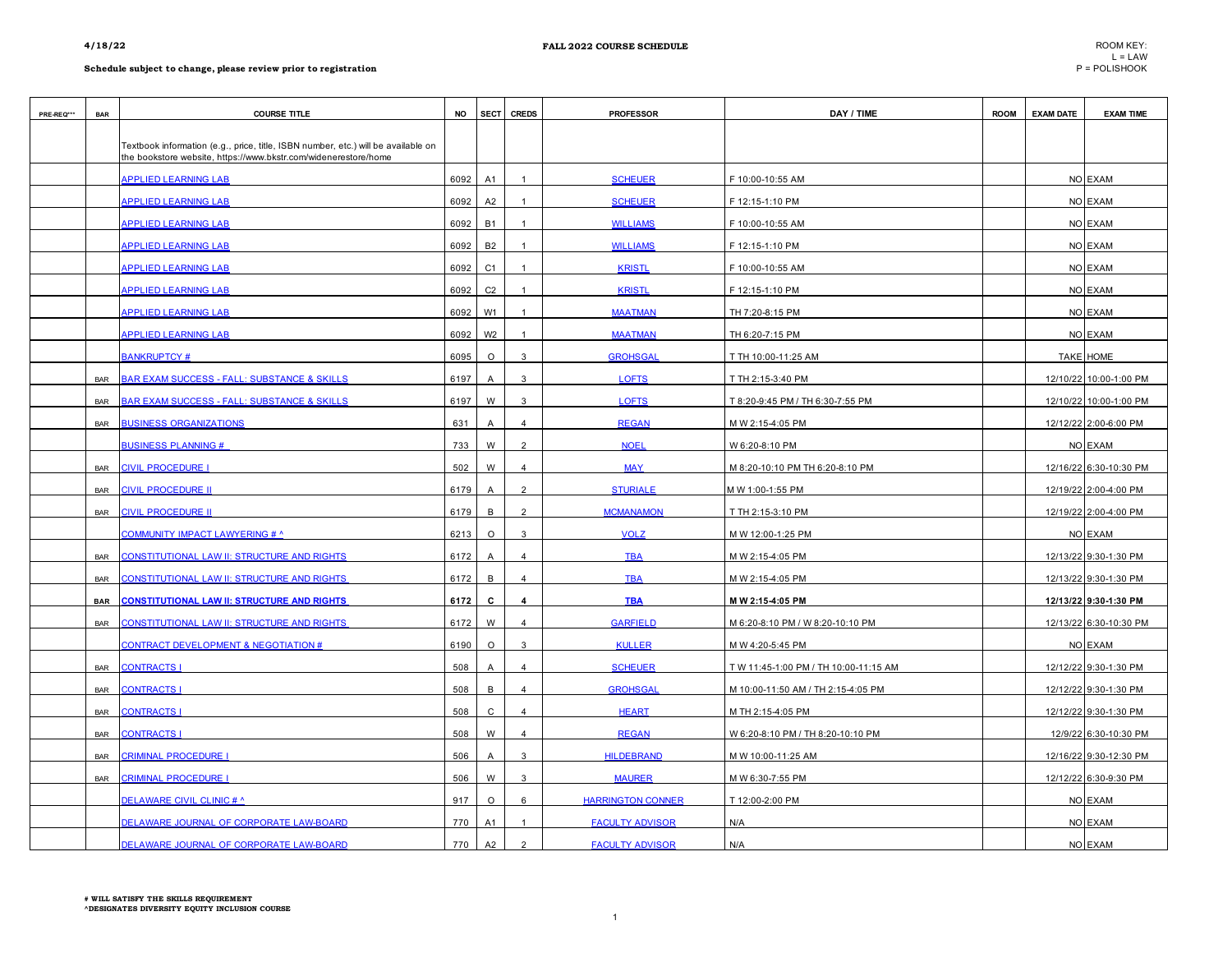4/18/22

**FALL 2022 COURSE SCHEDULE**

ROOM KEY:
L = LAW
P = POLISHOOK

**Schedule subject to change, please review prior to registration**

| PRE-REQ*** | BAR | COURSE TITLE | NO | SECT | CREDS | PROFESSOR | DAY / TIME | ROOM | EXAM DATE | EXAM TIME |
|---|---|---|---|---|---|---|---|---|---|---|
| | | Textbook information (e.g., price, title, ISBN number, etc.) will be available on the bookstore website, https://www.bkstr.com/widenerestore/home | | | | | | | | |
| | | APPLIED LEARNING LAB | 6092 | A1 | 1 | SCHEUER | F 10:00-10:55 AM | | NO | EXAM |
| | | APPLIED LEARNING LAB | 6092 | A2 | 1 | SCHEUER | F 12:15-1:10 PM | | NO | EXAM |
| | | APPLIED LEARNING LAB | 6092 | B1 | 1 | WILLIAMS | F 10:00-10:55 AM | | NO | EXAM |
| | | APPLIED LEARNING LAB | 6092 | B2 | 1 | WILLIAMS | F 12:15-1:10 PM | | NO | EXAM |
| | | APPLIED LEARNING LAB | 6092 | C1 | 1 | KRISTL | F 10:00-10:55 AM | | NO | EXAM |
| | | APPLIED LEARNING LAB | 6092 | C2 | 1 | KRISTL | F 12:15-1:10 PM | | NO | EXAM |
| | | APPLIED LEARNING LAB | 6092 | W1 | 1 | MAATMAN | TH 7:20-8:15 PM | | NO | EXAM |
| | | APPLIED LEARNING LAB | 6092 | W2 | 1 | MAATMAN | TH 6:20-7:15 PM | | NO | EXAM |
| | | BANKRUPTCY # | 6095 | O | 3 | GROHSGAL | T TH 10:00-11:25 AM | | TAKE | HOME |
| | BAR | BAR EXAM SUCCESS - FALL: SUBSTANCE & SKILLS | 6197 | A | 3 | LOFTS | T TH 2:15-3:40 PM | | 12/10/22 | 10:00-1:00 PM |
| | BAR | BAR EXAM SUCCESS - FALL: SUBSTANCE & SKILLS | 6197 | W | 3 | LOFTS | T 8:20-9:45 PM / TH 6:30-7:55 PM | | 12/10/22 | 10:00-1:00 PM |
| | BAR | BUSINESS ORGANIZATIONS | 631 | A | 4 | REGAN | M W 2:15-4:05 PM | | 12/12/22 | 2:00-6:00 PM |
| | | BUSINESS PLANNING # | 733 | W | 2 | NOEL | W 6:20-8:10 PM | | NO | EXAM |
| | BAR | CIVIL PROCEDURE I | 502 | W | 4 | MAY | M 8:20-10:10 PM TH 6:20-8:10 PM | | 12/16/22 | 6:30-10:30 PM |
| | BAR | CIVIL PROCEDURE II | 6179 | A | 2 | STURIALE | M W 1:00-1:55 PM | | 12/19/22 | 2:00-4:00 PM |
| | BAR | CIVIL PROCEDURE II | 6179 | B | 2 | MCMANAMON | T TH 2:15-3:10 PM | | 12/19/22 | 2:00-4:00 PM |
| | | COMMUNITY IMPACT LAWYERING # ^ | 6213 | O | 3 | VOLZ | M W 12:00-1:25 PM | | NO | EXAM |
| | BAR | CONSTITUTIONAL LAW II: STRUCTURE AND RIGHTS | 6172 | A | 4 | TBA | M W 2:15-4:05 PM | | 12/13/22 | 9:30-1:30 PM |
| | BAR | CONSTITUTIONAL LAW II: STRUCTURE AND RIGHTS | 6172 | B | 4 | TBA | M W 2:15-4:05 PM | | 12/13/22 | 9:30-1:30 PM |
| | **BAR** | **CONSTITUTIONAL LAW II: STRUCTURE AND RIGHTS** | **6172** | **C** | **4** | **TBA** | **M W 2:15-4:05 PM** | | **12/13/22** | **9:30-1:30 PM** |
| | BAR | CONSTITUTIONAL LAW II: STRUCTURE AND RIGHTS | 6172 | W | 4 | GARFIELD | M 6:20-8:10 PM / W 8:20-10:10 PM | | 12/13/22 | 6:30-10:30 PM |
| | | CONTRACT DEVELOPMENT & NEGOTIATION # | 6190 | O | 3 | KULLER | M W 4:20-5:45 PM | | NO | EXAM |
| | BAR | CONTRACTS I | 508 | A | 4 | SCHEUER | T W 11:45-1:00 PM / TH 10:00-11:15 AM | | 12/12/22 | 9:30-1:30 PM |
| | BAR | CONTRACTS I | 508 | B | 4 | GROHSGAL | M 10:00-11:50 AM / TH 2:15-4:05 PM | | 12/12/22 | 9:30-1:30 PM |
| | BAR | CONTRACTS I | 508 | C | 4 | HEART | M TH 2:15-4:05 PM | | 12/12/22 | 9:30-1:30 PM |
| | BAR | CONTRACTS I | 508 | W | 4 | REGAN | W 6:20-8:10 PM / TH 8:20-10:10 PM | | 12/9/22 | 6:30-10:30 PM |
| | BAR | CRIMINAL PROCEDURE I | 506 | A | 3 | HILDEBRAND | M W 10:00-11:25 AM | | 12/16/22 | 9:30-12:30 PM |
| | BAR | CRIMINAL PROCEDURE I | 506 | W | 3 | MAURER | M W 6:30-7:55 PM | | 12/12/22 | 6:30-9:30 PM |
| | | DELAWARE CIVIL CLINIC # ^ | 917 | O | 6 | HARRINGTON CONNER | T 12:00-2:00 PM | | NO | EXAM |
| | | DELAWARE JOURNAL OF CORPORATE LAW-BOARD | 770 | A1 | 1 | FACULTY ADVISOR | N/A | | NO | EXAM |
| | | DELAWARE JOURNAL OF CORPORATE LAW-BOARD | 770 | A2 | 2 | FACULTY ADVISOR | N/A | | NO | EXAM |

**# WILL SATISFY THE SKILLS REQUIREMENT**
**^DESIGNATES DIVERSITY EQUITY INCLUSION COURSE**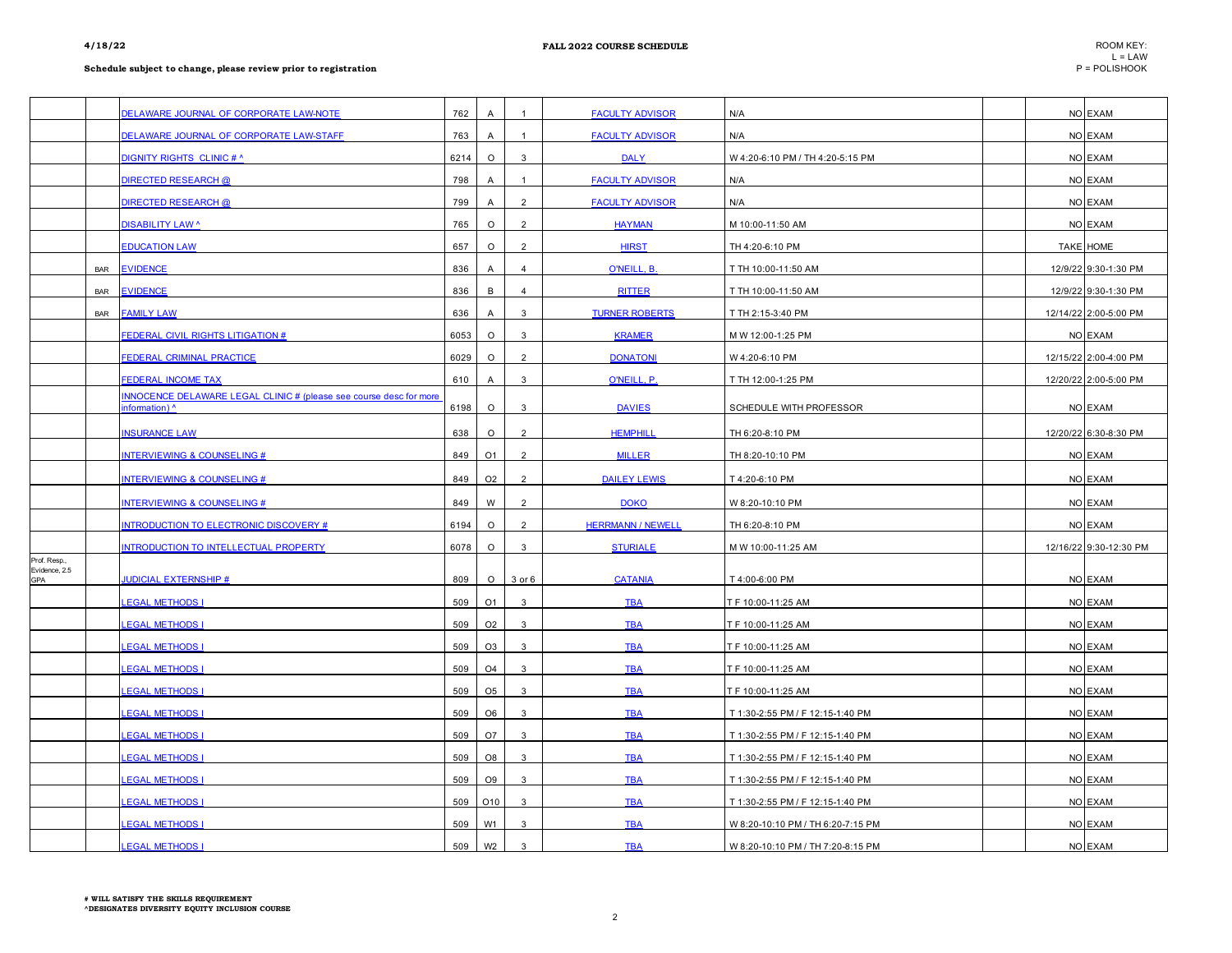**4/18/22**

**FALL 2022 COURSE SCHEDULE**

ROOM KEY:
L = LAW
P = POLISHOOK

**Schedule subject to change, please review prior to registration**

| | | | | | | | | | | |
|---|---|---|---|---|---|---|---|---|---|---|
| | | DELAWARE JOURNAL OF CORPORATE LAW-NOTE | 762 | A | 1 | FACULTY ADVISOR | N/A | | NO | EXAM |
| | | DELAWARE JOURNAL OF CORPORATE LAW-STAFF | 763 | A | 1 | FACULTY ADVISOR | N/A | | NO | EXAM |
| | | DIGNITY RIGHTS CLINIC # ^ | 6214 | O | 3 | DALY | W 4:20-6:10 PM / TH 4:20-5:15 PM | | NO | EXAM |
| | | DIRECTED RESEARCH @ | 798 | A | 1 | FACULTY ADVISOR | N/A | | NO | EXAM |
| | | DIRECTED RESEARCH @ | 799 | A | 2 | FACULTY ADVISOR | N/A | | NO | EXAM |
| | | DISABILITY LAW ^ | 765 | O | 2 | HAYMAN | M 10:00-11:50 AM | | NO | EXAM |
| | | EDUCATION LAW | 657 | O | 2 | HIRST | TH 4:20-6:10 PM | | TAKE | HOME |
| | BAR | EVIDENCE | 836 | A | 4 | O'NEILL, B. | T TH 10:00-11:50 AM | | 12/9/22 | 9:30-1:30 PM |
| | BAR | EVIDENCE | 836 | B | 4 | RITTER | T TH 10:00-11:50 AM | | 12/9/22 | 9:30-1:30 PM |
| | BAR | FAMILY LAW | 636 | A | 3 | TURNER ROBERTS | T TH 2:15-3:40 PM | | 12/14/22 | 2:00-5:00 PM |
| | | FEDERAL CIVIL RIGHTS LITIGATION # | 6053 | O | 3 | KRAMER | M W 12:00-1:25 PM | | NO | EXAM |
| | | FEDERAL CRIMINAL PRACTICE | 6029 | O | 2 | DONATONI | W 4:20-6:10 PM | | 12/15/22 | 2:00-4:00 PM |
| | | FEDERAL INCOME TAX | 610 | A | 3 | O'NEILL, P. | T TH 12:00-1:25 PM | | 12/20/22 | 2:00-5:00 PM |
| | | INNOCENCE DELAWARE LEGAL CLINIC # (please see course desc for more information) ^ | 6198 | O | 3 | DAVIES | SCHEDULE WITH PROFESSOR | | NO | EXAM |
| | | INSURANCE LAW | 638 | O | 2 | HEMPHILL | TH 6:20-8:10 PM | | 12/20/22 | 6:30-8:30 PM |
| | | INTERVIEWING & COUNSELING # | 849 | O1 | 2 | MILLER | TH 8:20-10:10 PM | | NO | EXAM |
| | | INTERVIEWING & COUNSELING # | 849 | O2 | 2 | DAILEY LEWIS | T 4:20-6:10 PM | | NO | EXAM |
| | | INTERVIEWING & COUNSELING # | 849 | W | 2 | DOKO | W 8:20-10:10 PM | | NO | EXAM |
| | | INTRODUCTION TO ELECTRONIC DISCOVERY # | 6194 | O | 2 | HERRMANN / NEWELL | TH 6:20-8:10 PM | | NO | EXAM |
| | | INTRODUCTION TO INTELLECTUAL PROPERTY | 6078 | O | 3 | STURIALE | M W 10:00-11:25 AM | | 12/16/22 | 9:30-12:30 PM |
| Prof. Resp., Evidence, 2.5 GPA | | JUDICIAL EXTERNSHIP # | 809 | O | 3 or 6 | CATANIA | T 4:00-6:00 PM | | NO | EXAM |
| | | LEGAL METHODS I | 509 | O1 | 3 | TBA | T F 10:00-11:25 AM | | NO | EXAM |
| | | LEGAL METHODS I | 509 | O2 | 3 | TBA | T F 10:00-11:25 AM | | NO | EXAM |
| | | LEGAL METHODS I | 509 | O3 | 3 | TBA | T F 10:00-11:25 AM | | NO | EXAM |
| | | LEGAL METHODS I | 509 | O4 | 3 | TBA | T F 10:00-11:25 AM | | NO | EXAM |
| | | LEGAL METHODS I | 509 | O5 | 3 | TBA | T F 10:00-11:25 AM | | NO | EXAM |
| | | LEGAL METHODS I | 509 | O6 | 3 | TBA | T 1:30-2:55 PM / F 12:15-1:40 PM | | NO | EXAM |
| | | LEGAL METHODS I | 509 | O7 | 3 | TBA | T 1:30-2:55 PM / F 12:15-1:40 PM | | NO | EXAM |
| | | LEGAL METHODS I | 509 | O8 | 3 | TBA | T 1:30-2:55 PM / F 12:15-1:40 PM | | NO | EXAM |
| | | LEGAL METHODS I | 509 | O9 | 3 | TBA | T 1:30-2:55 PM / F 12:15-1:40 PM | | NO | EXAM |
| | | LEGAL METHODS I | 509 | O10 | 3 | TBA | T 1:30-2:55 PM / F 12:15-1:40 PM | | NO | EXAM |
| | | LEGAL METHODS I | 509 | W1 | 3 | TBA | W 8:20-10:10 PM / TH 6:20-7:15 PM | | NO | EXAM |
| | | LEGAL METHODS I | 509 | W2 | 3 | TBA | W 8:20-10:10 PM / TH 7:20-8:15 PM | | NO | EXAM |

**# WILL SATISFY THE SKILLS REQUIREMENT**
**^DESIGNATES DIVERSITY EQUITY INCLUSION COURSE**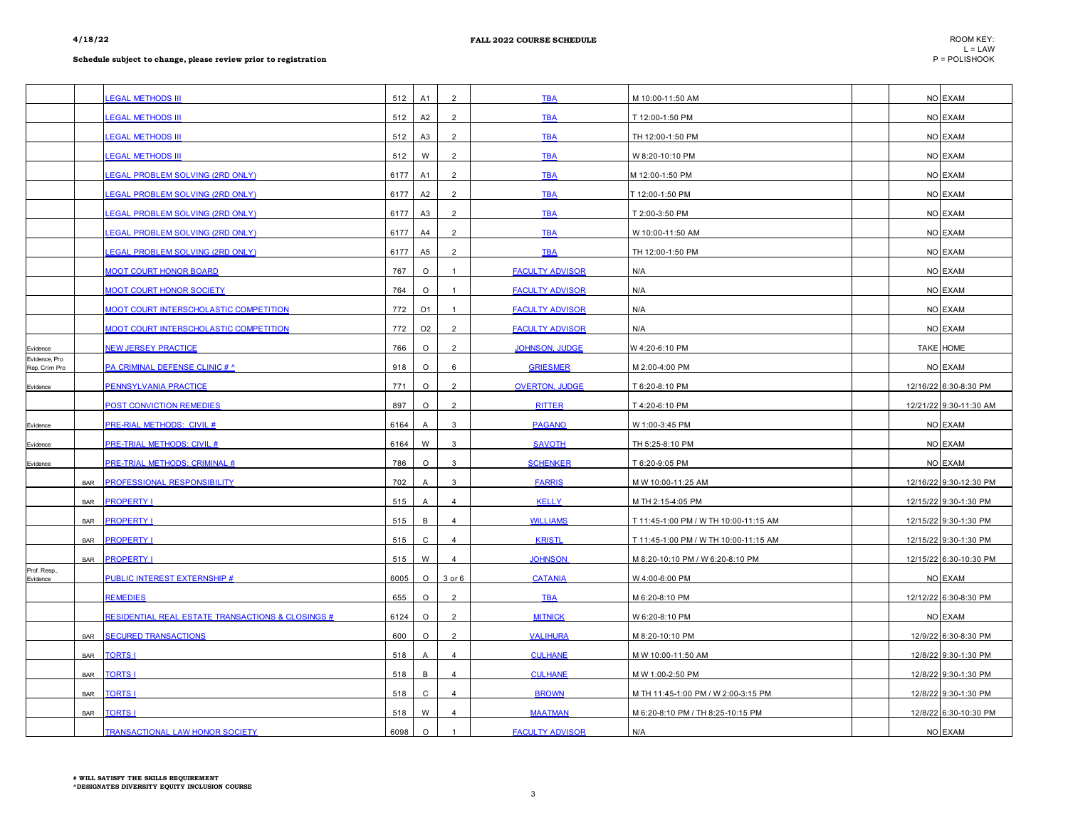**4/18/22**

**FALL 2022 COURSE SCHEDULE**

ROOM KEY:
L = LAW
P = POLISHOOK

**Schedule subject to change, please review prior to registration**

| | | | | | | | | | | |
|---|---|---|---|---|---|---|---|---|---|---|
| | | LEGAL METHODS III | 512 | A1 | 2 | TBA | M 10:00-11:50 AM | | NO | EXAM |
| | | LEGAL METHODS III | 512 | A2 | 2 | TBA | T 12:00-1:50 PM | | NO | EXAM |
| | | LEGAL METHODS III | 512 | A3 | 2 | TBA | TH 12:00-1:50 PM | | NO | EXAM |
| | | LEGAL METHODS III | 512 | W | 2 | TBA | W 8:20-10:10 PM | | NO | EXAM |
| | | LEGAL PROBLEM SOLVING (2RD ONLY) | 6177 | A1 | 2 | TBA | M 12:00-1:50 PM | | NO | EXAM |
| | | LEGAL PROBLEM SOLVING (2RD ONLY) | 6177 | A2 | 2 | TBA | T 12:00-1:50 PM | | NO | EXAM |
| | | LEGAL PROBLEM SOLVING (2RD ONLY) | 6177 | A3 | 2 | TBA | T 2:00-3:50 PM | | NO | EXAM |
| | | LEGAL PROBLEM SOLVING (2RD ONLY) | 6177 | A4 | 2 | TBA | W 10:00-11:50 AM | | NO | EXAM |
| | | LEGAL PROBLEM SOLVING (2RD ONLY) | 6177 | A5 | 2 | TBA | TH 12:00-1:50 PM | | NO | EXAM |
| | | MOOT COURT HONOR BOARD | 767 | O | 1 | FACULTY ADVISOR | N/A | | NO | EXAM |
| | | MOOT COURT HONOR SOCIETY | 764 | O | 1 | FACULTY ADVISOR | N/A | | NO | EXAM |
| | | MOOT COURT INTERSCHOLASTIC COMPETITION | 772 | O1 | 1 | FACULTY ADVISOR | N/A | | NO | EXAM |
| | | MOOT COURT INTERSCHOLASTIC COMPETITION | 772 | O2 | 2 | FACULTY ADVISOR | N/A | | NO | EXAM |
| Evidence | | NEW JERSEY PRACTICE | 766 | O | 2 | JOHNSON, JUDGE | W 4:20-6:10 PM | | TAKE | HOME |
| Evidence, Pro Rep, Crim Pro | | PA CRIMINAL DEFENSE CLINIC # ^ | 918 | O | 6 | GRIESMER | M 2:00-4:00 PM | | NO | EXAM |
| Evidence | | PENNSYLVANIA PRACTICE | 771 | O | 2 | OVERTON, JUDGE | T 6:20-8:10 PM | | 12/16/22 | 6:30-8:30 PM |
| | | POST CONVICTION REMEDIES | 897 | O | 2 | RITTER | T 4:20-6:10 PM | | 12/21/22 | 9:30-11:30 AM |
| Evidence | | PRE-RIAL METHODS: CIVIL # | 6164 | A | 3 | PAGANO | W 1:00-3:45 PM | | NO | EXAM |
| Evidence | | PRE-TRIAL METHODS: CIVIL # | 6164 | W | 3 | SAVOTH | TH 5:25-8:10 PM | | NO | EXAM |
| Evidence | | PRE-TRIAL METHODS: CRIMINAL # | 786 | O | 3 | SCHENKER | T 6:20-9:05 PM | | NO | EXAM |
| | BAR | PROFESSIONAL RESPONSIBILITY | 702 | A | 3 | FARRIS | M W 10:00-11:25 AM | | 12/16/22 | 9:30-12:30 PM |
| | BAR | PROPERTY I | 515 | A | 4 | KELLY | M TH 2:15-4:05 PM | | 12/15/22 | 9:30-1:30 PM |
| | BAR | PROPERTY I | 515 | B | 4 | WILLIAMS | T 11:45-1:00 PM / W TH 10:00-11:15 AM | | 12/15/22 | 9:30-1:30 PM |
| | BAR | PROPERTY I | 515 | C | 4 | KRISTL | T 11:45-1:00 PM / W TH 10:00-11:15 AM | | 12/15/22 | 9:30-1:30 PM |
| | BAR | PROPERTY I | 515 | W | 4 | JOHNSON | M 8:20-10:10 PM / W 6:20-8:10 PM | | 12/15/22 | 6:30-10:30 PM |
| Prof. Resp., Evidence | | PUBLIC INTEREST EXTERNSHIP # | 6005 | O | 3 or 6 | CATANIA | W 4:00-6:00 PM | | NO | EXAM |
| | | REMEDIES | 655 | O | 2 | TBA | M 6:20-8:10 PM | | 12/12/22 | 6:30-8:30 PM |
| | | RESIDENTIAL REAL ESTATE TRANSACTIONS & CLOSINGS # | 6124 | O | 2 | MITNICK | W 6:20-8:10 PM | | NO | EXAM |
| | BAR | SECURED TRANSACTIONS | 600 | O | 2 | VALIHURA | M 8:20-10:10 PM | | 12/9/22 | 6:30-8:30 PM |
| | BAR | TORTS I | 518 | A | 4 | CULHANE | M W 10:00-11:50 AM | | 12/8/22 | 9:30-1:30 PM |
| | BAR | TORTS I | 518 | B | 4 | CULHANE | M W 1:00-2:50 PM | | 12/8/22 | 9:30-1:30 PM |
| | BAR | TORTS I | 518 | C | 4 | BROWN | M TH 11:45-1:00 PM / W 2:00-3:15 PM | | 12/8/22 | 9:30-1:30 PM |
| | BAR | TORTS I | 518 | W | 4 | MAATMAN | M 6:20-8:10 PM / TH 8:25-10:15 PM | | 12/8/22 | 6:30-10:30 PM |
| | | TRANSACTIONAL LAW HONOR SOCIETY | 6098 | O | 1 | FACULTY ADVISOR | N/A | | NO | EXAM |

**# WILL SATISFY THE SKILLS REQUIREMENT**
**^DESIGNATES DIVERSITY EQUITY INCLUSION COURSE**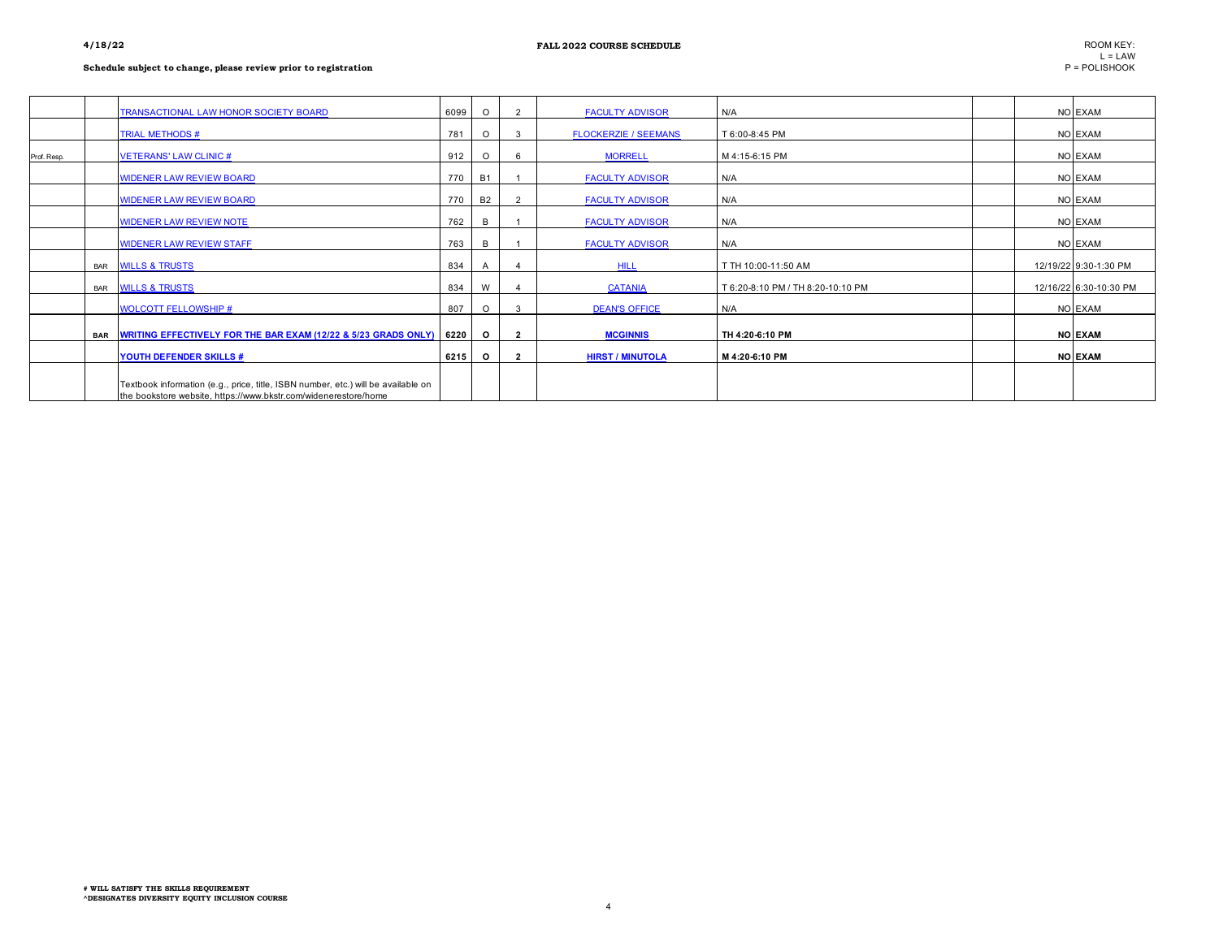4/18/22

**FALL 2022 COURSE SCHEDULE**

ROOM KEY:
L = LAW
P = POLISHOOK

**Schedule subject to change, please review prior to registration**

| | | | | | | | | | | |
|---|---|---|---|---|---|---|---|---|---|---|
| | | TRANSACTIONAL LAW HONOR SOCIETY BOARD | 6099 | O | 2 | FACULTY ADVISOR | N/A | | NO | EXAM |
| | | TRIAL METHODS # | 781 | O | 3 | FLOCKERZIE / SEEMANS | T 6:00-8:45 PM | | NO | EXAM |
| Prof. Resp. | | VETERANS' LAW CLINIC # | 912 | O | 6 | MORRELL | M 4:15-6:15 PM | | NO | EXAM |
| | | WIDENER LAW REVIEW BOARD | 770 | B1 | 1 | FACULTY ADVISOR | N/A | | NO | EXAM |
| | | WIDENER LAW REVIEW BOARD | 770 | B2 | 2 | FACULTY ADVISOR | N/A | | NO | EXAM |
| | | WIDENER LAW REVIEW NOTE | 762 | B | 1 | FACULTY ADVISOR | N/A | | NO | EXAM |
| | | WIDENER LAW REVIEW STAFF | 763 | B | 1 | FACULTY ADVISOR | N/A | | NO | EXAM |
| | BAR | WILLS & TRUSTS | 834 | A | 4 | HILL | T TH 10:00-11:50 AM | | 12/19/22 | 9:30-1:30 PM |
| | BAR | WILLS & TRUSTS | 834 | W | 4 | CATANIA | T 6:20-8:10 PM / TH 8:20-10:10 PM | | 12/16/22 | 6:30-10:30 PM |
| | | WOLCOTT FELLOWSHIP # | 807 | O | 3 | DEAN'S OFFICE | N/A | | NO | EXAM |
| | **BAR** | **WRITING EFFECTIVELY FOR THE BAR EXAM (12/22 & 5/23 GRADS ONLY)** | **6220** | **O** | **2** | **MCGINNIS** | **TH 4:20-6:10 PM** | | **NO** | **EXAM** |
| | | **YOUTH DEFENDER SKILLS #** | **6215** | **O** | **2** | **HIRST / MINUTOLA** | **M 4:20-6:10 PM** | | **NO** | **EXAM** |
| | | Textbook information (e.g., price, title, ISBN number, etc.) will be available on the bookstore website, https://www.bkstr.com/widenerestore/home | | | | | | | | |

**# WILL SATISFY THE SKILLS REQUIREMENT**
**^DESIGNATES DIVERSITY EQUITY INCLUSION COURSE**